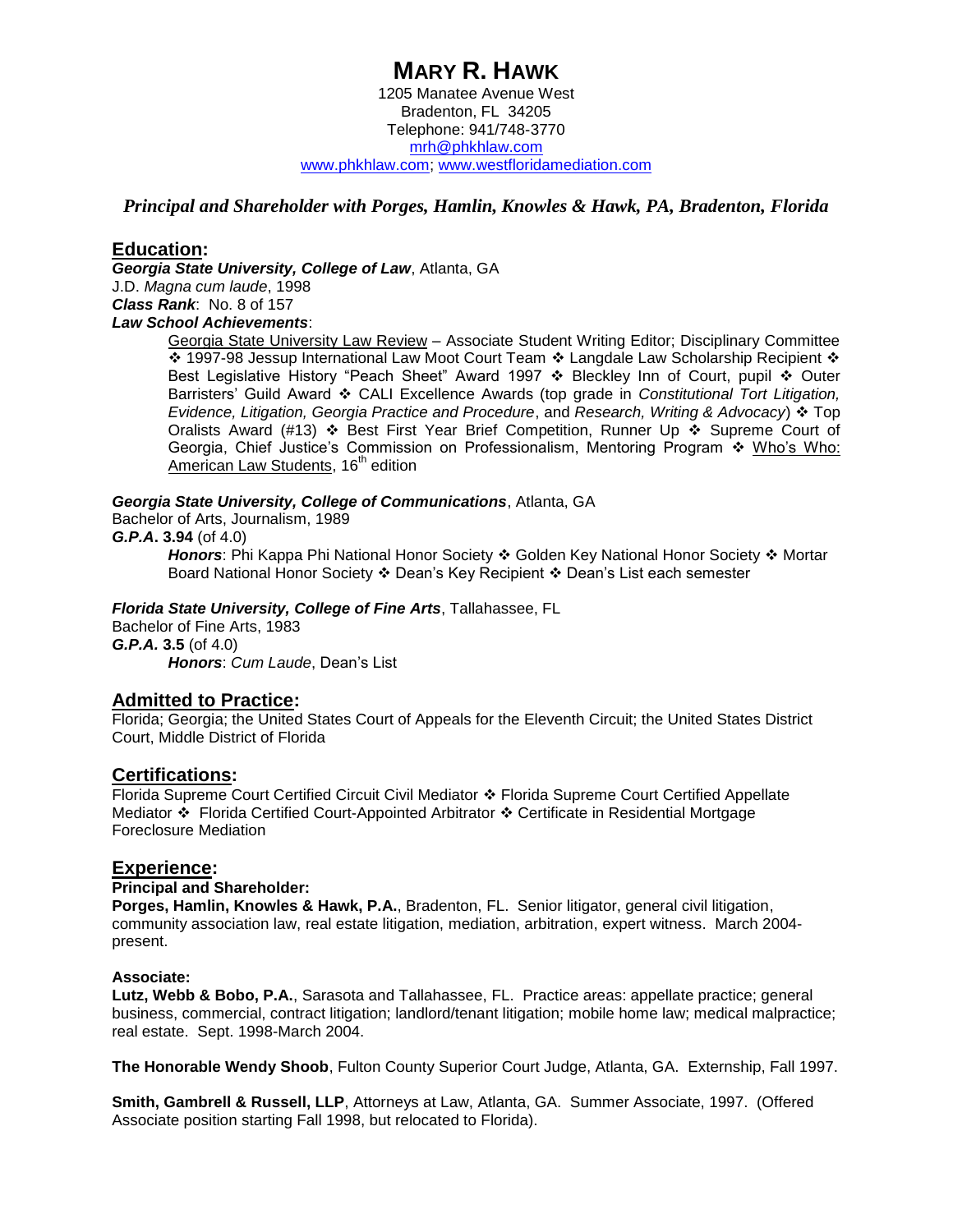# MARY R. HAWK

1205 Manatee Avenue West
Bradenton, FL 34205
Telephone: 941/748-3770
mrh@phkhlaw.com
www.phkhlaw.com; www.westfloridamediation.com

***Principal and Shareholder with Porges, Hamlin, Knowles & Hawk, PA, Bradenton, Florida***

## Education:

***Georgia State University, College of Law***, Atlanta, GA
J.D. *Magna cum laude*, 1998
***Class Rank***: No. 8 of 157
***Law School Achievements***:

Georgia State University Law Review – Associate Student Writing Editor; Disciplinary Committee ❖ 1997-98 Jessup International Law Moot Court Team ❖ Langdale Law Scholarship Recipient ❖ Best Legislative History "Peach Sheet" Award 1997 ❖ Bleckley Inn of Court, pupil ❖ Outer Barristers' Guild Award ❖ CALI Excellence Awards (top grade in *Constitutional Tort Litigation, Evidence, Litigation, Georgia Practice and Procedure*, and *Research, Writing & Advocacy*) ❖ Top Oralists Award (#13) ❖ Best First Year Brief Competition, Runner Up ❖ Supreme Court of Georgia, Chief Justice's Commission on Professionalism, Mentoring Program ❖ Who's Who: American Law Students, 16th edition

***Georgia State University, College of Communications***, Atlanta, GA
Bachelor of Arts, Journalism, 1989
***G.P.A.* 3.94** (of 4.0)

***Honors***: Phi Kappa Phi National Honor Society ❖ Golden Key National Honor Society ❖ Mortar Board National Honor Society ❖ Dean's Key Recipient ❖ Dean's List each semester

***Florida State University, College of Fine Arts***, Tallahassee, FL
Bachelor of Fine Arts, 1983
***G.P.A.* 3.5** (of 4.0)

***Honors***: *Cum Laude*, Dean's List

## Admitted to Practice:

Florida; Georgia; the United States Court of Appeals for the Eleventh Circuit; the United States District Court, Middle District of Florida

## Certifications:

Florida Supreme Court Certified Circuit Civil Mediator ❖ Florida Supreme Court Certified Appellate Mediator ❖ Florida Certified Court-Appointed Arbitrator ❖ Certificate in Residential Mortgage Foreclosure Mediation

## Experience:

**Principal and Shareholder:**
**Porges, Hamlin, Knowles & Hawk, P.A.**, Bradenton, FL. Senior litigator, general civil litigation, community association law, real estate litigation, mediation, arbitration, expert witness. March 2004-present.

**Associate:**
**Lutz, Webb & Bobo, P.A.**, Sarasota and Tallahassee, FL. Practice areas: appellate practice; general business, commercial, contract litigation; landlord/tenant litigation; mobile home law; medical malpractice; real estate. Sept. 1998-March 2004.

**The Honorable Wendy Shoob**, Fulton County Superior Court Judge, Atlanta, GA. Externship, Fall 1997.

**Smith, Gambrell & Russell, LLP**, Attorneys at Law, Atlanta, GA. Summer Associate, 1997. (Offered Associate position starting Fall 1998, but relocated to Florida).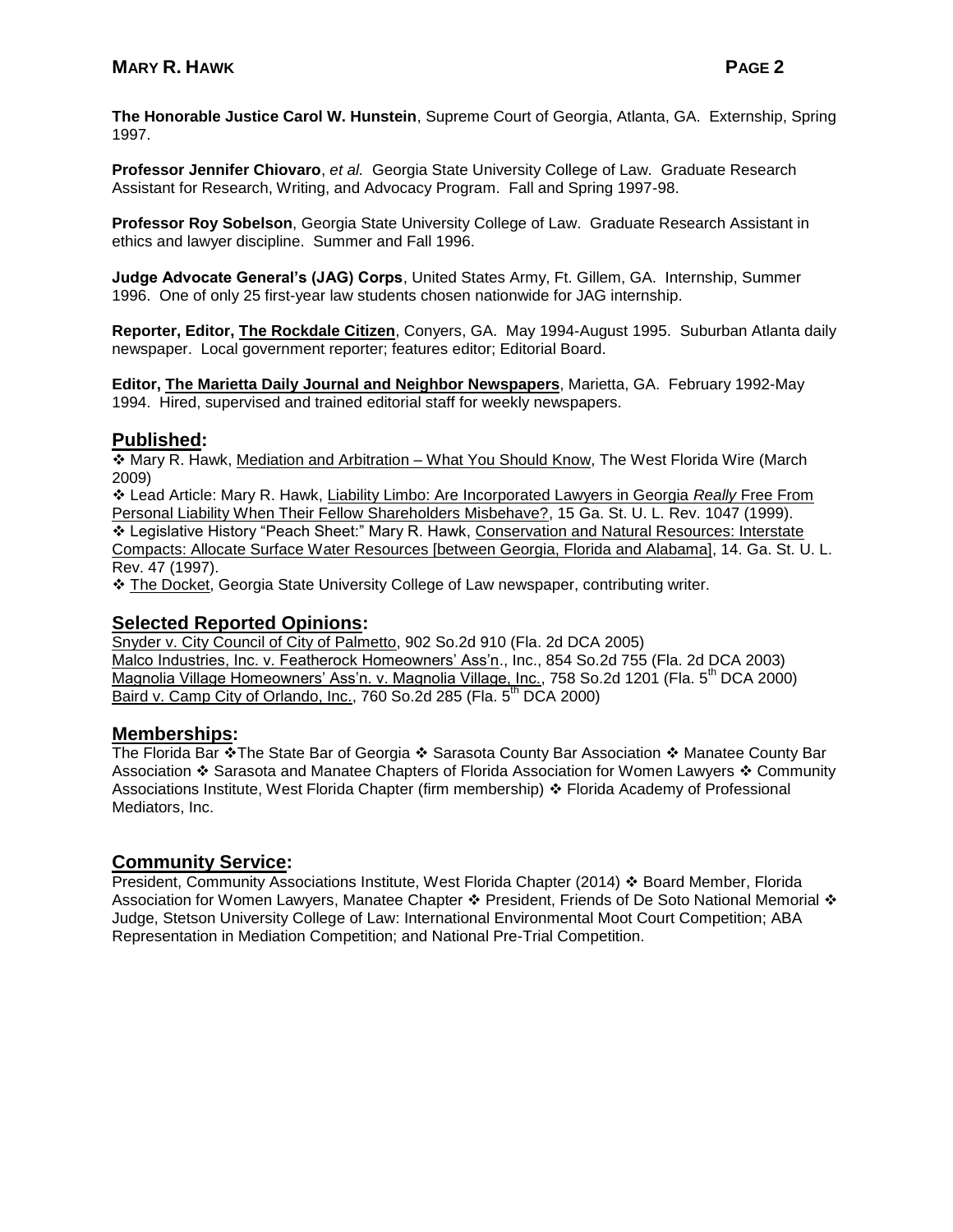**The Honorable Justice Carol W. Hunstein**, Supreme Court of Georgia, Atlanta, GA. Externship, Spring 1997.

**Professor Jennifer Chiovaro**, *et al.* Georgia State University College of Law. Graduate Research Assistant for Research, Writing, and Advocacy Program. Fall and Spring 1997-98.

**Professor Roy Sobelson**, Georgia State University College of Law. Graduate Research Assistant in ethics and lawyer discipline. Summer and Fall 1996.

**Judge Advocate General's (JAG) Corps**, United States Army, Ft. Gillem, GA. Internship, Summer 1996. One of only 25 first-year law students chosen nationwide for JAG internship.

**Reporter, Editor, The Rockdale Citizen**, Conyers, GA. May 1994-August 1995. Suburban Atlanta daily newspaper. Local government reporter; features editor; Editorial Board.

**Editor, The Marietta Daily Journal and Neighbor Newspapers**, Marietta, GA. February 1992-May 1994. Hired, supervised and trained editorial staff for weekly newspapers.

## Published:

- ❖ Mary R. Hawk, Mediation and Arbitration – What You Should Know, The West Florida Wire (March 2009)
- ❖ Lead Article: Mary R. Hawk, Liability Limbo: Are Incorporated Lawyers in Georgia *Really* Free From Personal Liability When Their Fellow Shareholders Misbehave?, 15 Ga. St. U. L. Rev. 1047 (1999).
- ❖ Legislative History "Peach Sheet:" Mary R. Hawk, Conservation and Natural Resources: Interstate Compacts: Allocate Surface Water Resources [between Georgia, Florida and Alabama], 14. Ga. St. U. L. Rev. 47 (1997).
- ❖ The Docket, Georgia State University College of Law newspaper, contributing writer.

## Selected Reported Opinions:

Snyder v. City Council of City of Palmetto, 902 So.2d 910 (Fla. 2d DCA 2005)
Malco Industries, Inc. v. Featherock Homeowners' Ass'n., Inc., 854 So.2d 755 (Fla. 2d DCA 2003)
Magnolia Village Homeowners' Ass'n. v. Magnolia Village, Inc., 758 So.2d 1201 (Fla. 5th DCA 2000)
Baird v. Camp City of Orlando, Inc., 760 So.2d 285 (Fla. 5th DCA 2000)

## Memberships:

The Florida Bar ❖The State Bar of Georgia ❖ Sarasota County Bar Association ❖ Manatee County Bar Association ❖ Sarasota and Manatee Chapters of Florida Association for Women Lawyers ❖ Community Associations Institute, West Florida Chapter (firm membership) ❖ Florida Academy of Professional Mediators, Inc.

## Community Service:

President, Community Associations Institute, West Florida Chapter (2014) ❖ Board Member, Florida Association for Women Lawyers, Manatee Chapter ❖ President, Friends of De Soto National Memorial ❖ Judge, Stetson University College of Law: International Environmental Moot Court Competition; ABA Representation in Mediation Competition; and National Pre-Trial Competition.